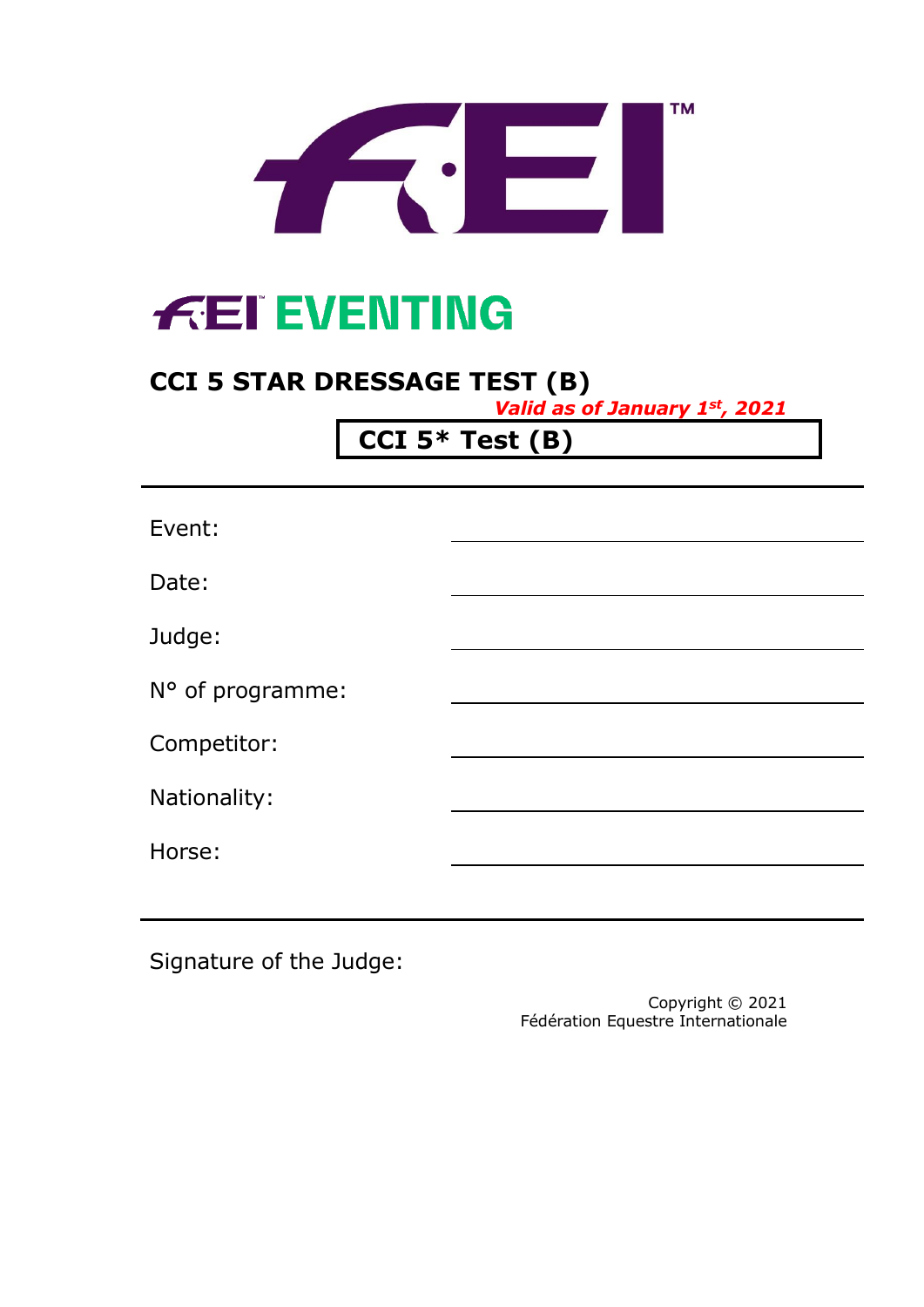# FEI EVENTING

## CCI 5 STAR DRESSAGE TEST (B)

*Valid as of January 1st, 2021*

**CCI 5* Test (B)**

---

Event: ______________________________

Date: ______________________________

Judge: ______________________________

N° of programme: ______________________________

Competitor: ______________________________

Nationality: ______________________________

Horse: ______________________________

---

Signature of the Judge:

Copyright © 2021
Fédération Equestre Internationale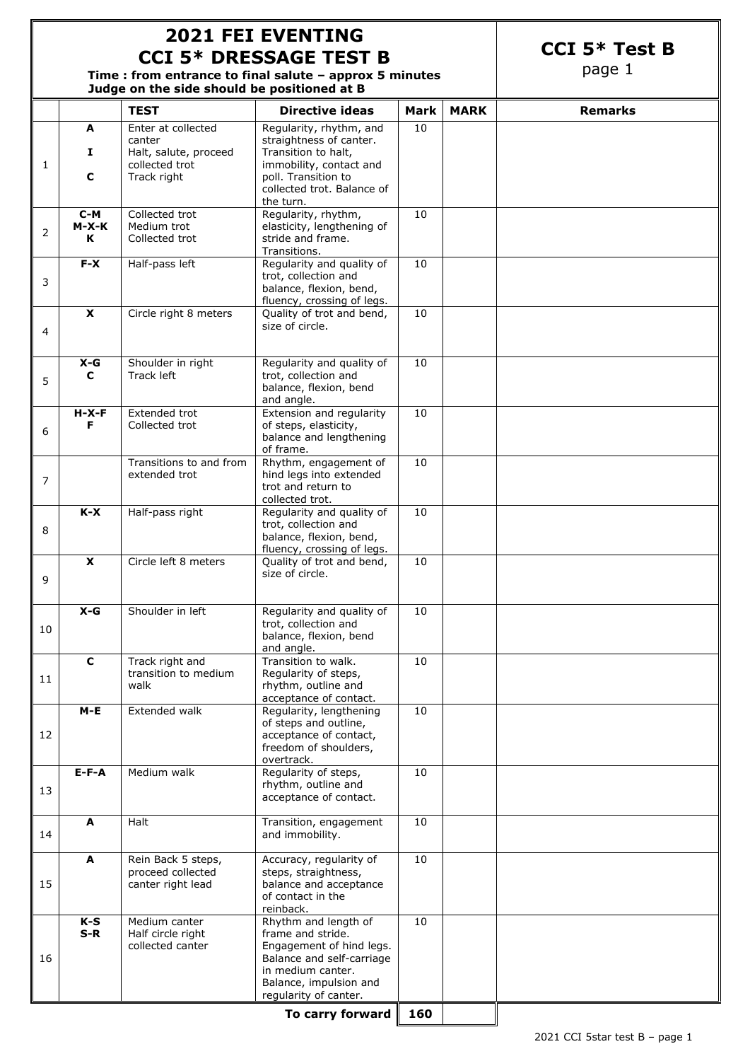# 2021 FEI EVENTING CCI 5* DRESSAGE TEST B

**Time : from entrance to final salute – approx 5 minutes**
**Judge on the side should be positioned at B**

## CCI 5* Test B

page 1

| | | TEST | Directive ideas | Mark | MARK | Remarks |
|---|---|---|---|---|---|---|
| 1 | A<br>I<br>C | Enter at collected canter<br>Halt, salute, proceed collected trot<br>Track right | Regularity, rhythm, and straightness of canter. Transition to halt, immobility, contact and poll. Transition to collected trot. Balance of the turn. | 10 | | |
| 2 | C-M<br>M-X-K<br>K | Collected trot<br>Medium trot<br>Collected trot | Regularity, rhythm, elasticity, lengthening of stride and frame. Transitions. | 10 | | |
| 3 | F-X | Half-pass left | Regularity and quality of trot, collection and balance, flexion, bend, fluency, crossing of legs. | 10 | | |
| 4 | X | Circle right 8 meters | Quality of trot and bend, size of circle. | 10 | | |
| 5 | X-G<br>C | Shoulder in right<br>Track left | Regularity and quality of trot, collection and balance, flexion, bend and angle. | 10 | | |
| 6 | H-X-F<br>F | Extended trot<br>Collected trot | Extension and regularity of steps, elasticity, balance and lengthening of frame. | 10 | | |
| 7 | | Transitions to and from extended trot | Rhythm, engagement of hind legs into extended trot and return to collected trot. | 10 | | |
| 8 | K-X | Half-pass right | Regularity and quality of trot, collection and balance, flexion, bend, fluency, crossing of legs. | 10 | | |
| 9 | X | Circle left 8 meters | Quality of trot and bend, size of circle. | 10 | | |
| 10 | X-G | Shoulder in left | Regularity and quality of trot, collection and balance, flexion, bend and angle. | 10 | | |
| 11 | C | Track right and transition to medium walk | Transition to walk. Regularity of steps, rhythm, outline and acceptance of contact. | 10 | | |
| 12 | M-E | Extended walk | Regularity, lengthening of steps and outline, acceptance of contact, freedom of shoulders, overtrack. | 10 | | |
| 13 | E-F-A | Medium walk | Regularity of steps, rhythm, outline and acceptance of contact. | 10 | | |
| 14 | A | Halt | Transition, engagement and immobility. | 10 | | |
| 15 | A | Rein Back 5 steps, proceed collected canter right lead | Accuracy, regularity of steps, straightness, balance and acceptance of contact in the reinback. | 10 | | |
| 16 | K-S<br>S-R | Medium canter<br>Half circle right collected canter | Rhythm and length of frame and stride. Engagement of hind legs. Balance and self-carriage in medium canter. Balance, impulsion and regularity of canter. | 10 | | |
| | | | **To carry forward** | **160** | | |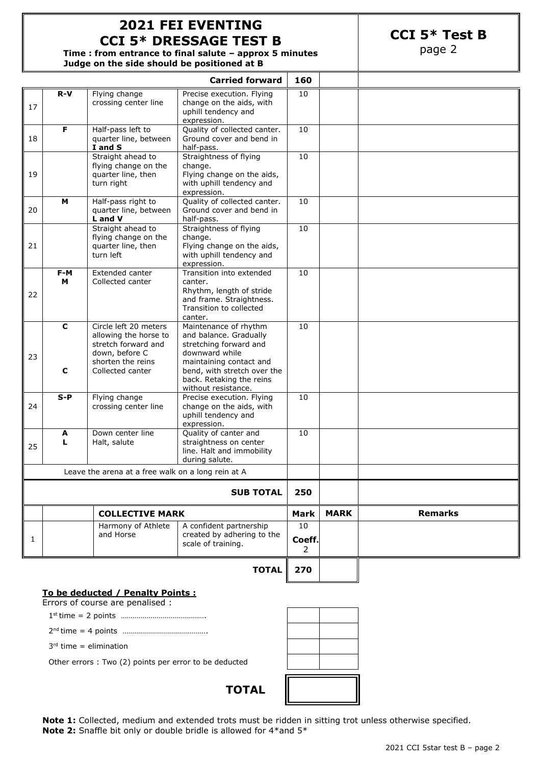# 2021 FEI EVENTING CCI 5* DRESSAGE TEST B

**Time : from entrance to final salute – approx 5 minutes**
**Judge on the side should be positioned at B**

**CCI 5* Test B**
page 2

| | | | | | | |
|---|---|---|---|---|---|---|
| | | | **Carried forward** | 160 | | |
| 17 | R-V | Flying change crossing center line | Precise execution. Flying change on the aids, with uphill tendency and expression. | 10 | | |
| 18 | F | Half-pass left to quarter line, between **I and S** | Quality of collected canter. Ground cover and bend in half-pass. | 10 | | |
| 19 | | Straight ahead to flying change on the quarter line, then turn right | Straightness of flying change. Flying change on the aids, with uphill tendency and expression. | 10 | | |
| 20 | M | Half-pass right to quarter line, between **L and V** | Quality of collected canter. Ground cover and bend in half-pass. | 10 | | |
| 21 | | Straight ahead to flying change on the quarter line, then turn left | Straightness of flying change. Flying change on the aids, with uphill tendency and expression. | 10 | | |
| 22 | F-M<br>M | Extended canter<br>Collected canter | Transition into extended canter. Rhythm, length of stride and frame. Straightness. Transition to collected canter. | 10 | | |
| 23 | C<br><br>C | Circle left 20 meters allowing the horse to stretch forward and down, before C shorten the reins<br>Collected canter | Maintenance of rhythm and balance. Gradually stretching forward and downward while maintaining contact and bend, with stretch over the back. Retaking the reins without resistance. | 10 | | |
| 24 | S-P | Flying change crossing center line | Precise execution. Flying change on the aids, with uphill tendency and expression. | 10 | | |
| 25 | A<br>L | Down center line<br>Halt, salute | Quality of canter and straightness on center line. Halt and immobility during salute. | 10 | | |
| | | Leave the arena at a free walk on a long rein at A | | | | |
| | | | **SUB TOTAL** | **250** | | |
| | | **COLLECTIVE MARK** | | **Mark** | **MARK** | **Remarks** |
| 1 | | Harmony of Athlete and Horse | A confident partnership created by adhering to the scale of training. | 10<br>**Coeff.** 2 | | |
| | | | **TOTAL** | **270** | | |

**To be deducted / Penalty Points :**

Errors of course are penalised :

1st time = 2 points ……………………………………

2nd time = 4 points ……………………………………

3rd time = elimination

Other errors : Two (2) points per error to be deducted

**TOTAL**

**Note 1:** Collected, medium and extended trots must be ridden in sitting trot unless otherwise specified.
**Note 2:** Snaffle bit only or double bridle is allowed for 4*and 5*